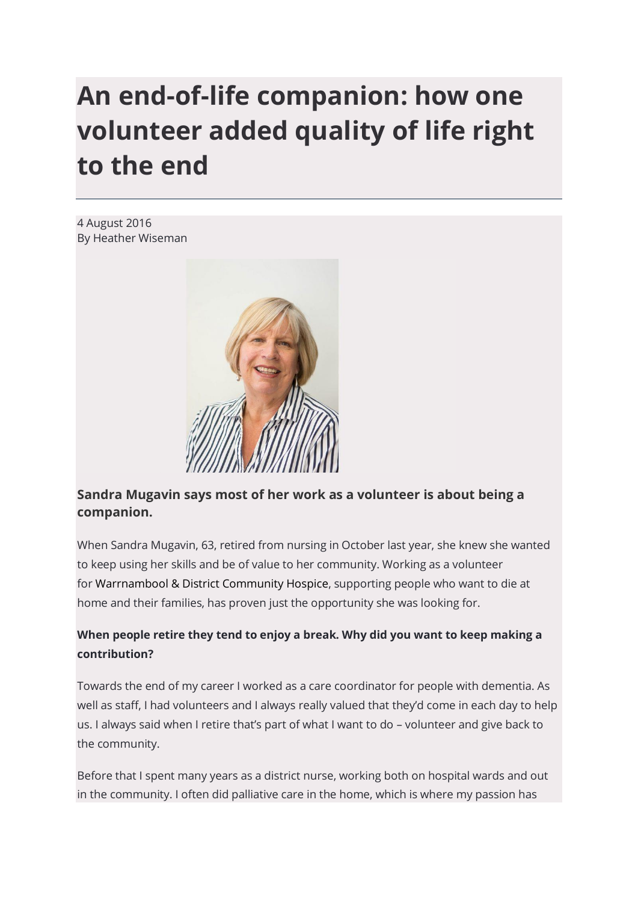# An end-of-life companion: how one volunteer added quality of life right to the end

4 August 2016
By Heather Wiseman

**Sandra Mugavin says most of her work as a volunteer is about being a companion.**

When Sandra Mugavin, 63, retired from nursing in October last year, she knew she wanted to keep using her skills and be of value to her community. Working as a volunteer for Warrnambool & District Community Hospice, supporting people who want to die at home and their families, has proven just the opportunity she was looking for.

**When people retire they tend to enjoy a break. Why did you want to keep making a contribution?**

Towards the end of my career I worked as a care coordinator for people with dementia. As well as staff, I had volunteers and I always really valued that they'd come in each day to help us. I always said when I retire that's part of what I want to do – volunteer and give back to the community.

Before that I spent many years as a district nurse, working both on hospital wards and out in the community. I often did palliative care in the home, which is where my passion has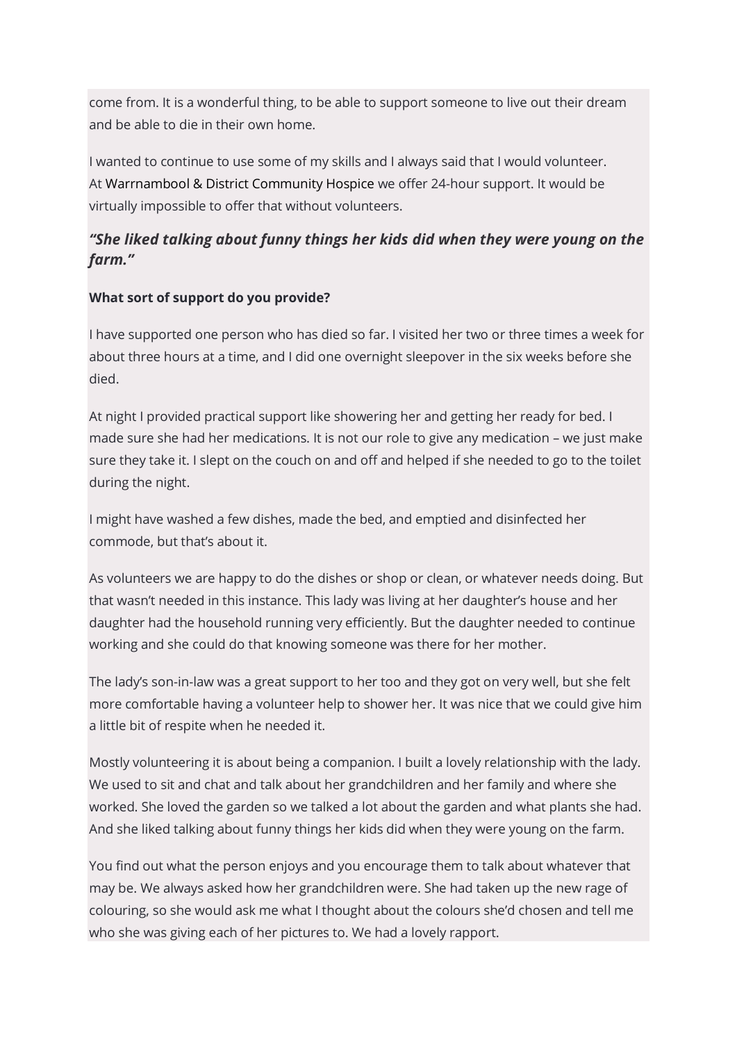come from. It is a wonderful thing, to be able to support someone to live out their dream and be able to die in their own home.

I wanted to continue to use some of my skills and I always said that I would volunteer. At Warrnambool & District Community Hospice we offer 24-hour support. It would be virtually impossible to offer that without volunteers.

### *"She liked talking about funny things her kids did when they were young on the farm."*

**What sort of support do you provide?**

I have supported one person who has died so far. I visited her two or three times a week for about three hours at a time, and I did one overnight sleepover in the six weeks before she died.

At night I provided practical support like showering her and getting her ready for bed. I made sure she had her medications. It is not our role to give any medication – we just make sure they take it. I slept on the couch on and off and helped if she needed to go to the toilet during the night.

I might have washed a few dishes, made the bed, and emptied and disinfected her commode, but that's about it.

As volunteers we are happy to do the dishes or shop or clean, or whatever needs doing. But that wasn't needed in this instance. This lady was living at her daughter's house and her daughter had the household running very efficiently. But the daughter needed to continue working and she could do that knowing someone was there for her mother.

The lady's son-in-law was a great support to her too and they got on very well, but she felt more comfortable having a volunteer help to shower her. It was nice that we could give him a little bit of respite when he needed it.

Mostly volunteering it is about being a companion. I built a lovely relationship with the lady. We used to sit and chat and talk about her grandchildren and her family and where she worked. She loved the garden so we talked a lot about the garden and what plants she had. And she liked talking about funny things her kids did when they were young on the farm.

You find out what the person enjoys and you encourage them to talk about whatever that may be. We always asked how her grandchildren were. She had taken up the new rage of colouring, so she would ask me what I thought about the colours she'd chosen and tell me who she was giving each of her pictures to. We had a lovely rapport.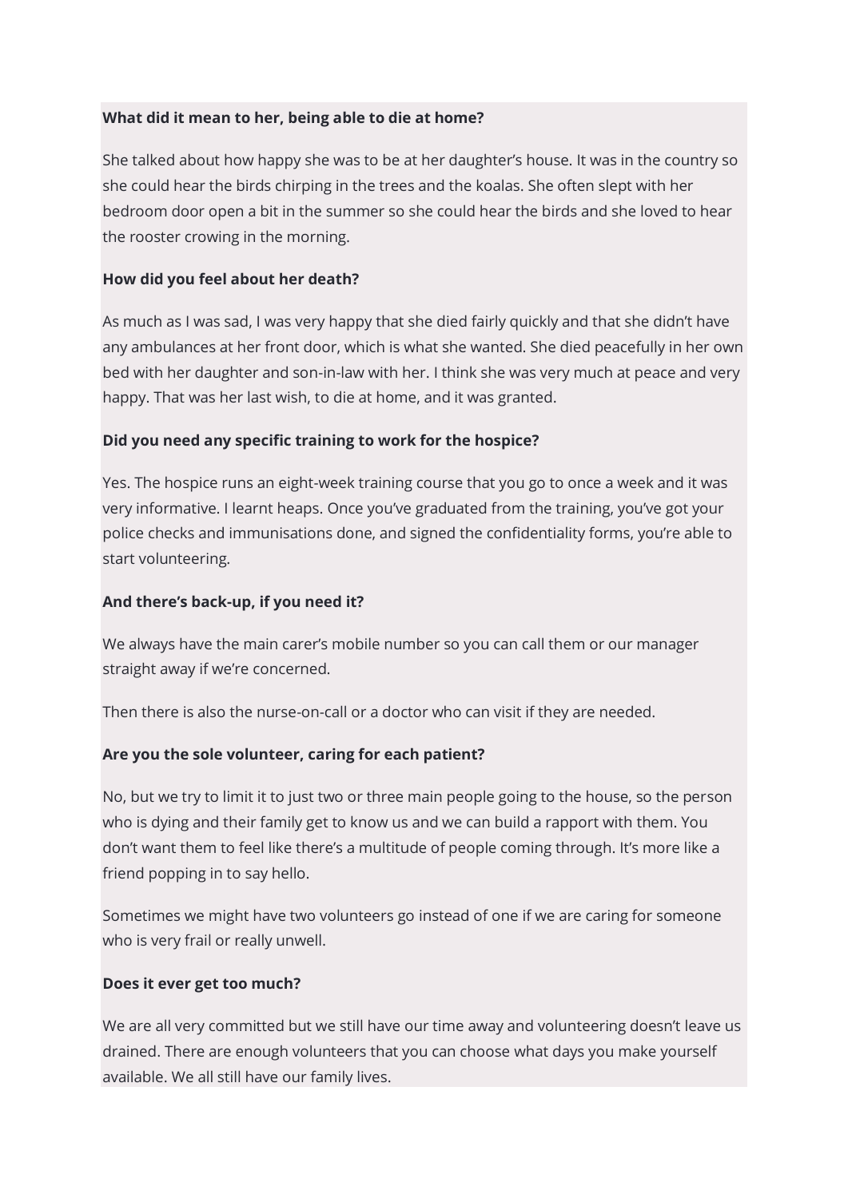**What did it mean to her, being able to die at home?**

She talked about how happy she was to be at her daughter's house. It was in the country so she could hear the birds chirping in the trees and the koalas. She often slept with her bedroom door open a bit in the summer so she could hear the birds and she loved to hear the rooster crowing in the morning.

**How did you feel about her death?**

As much as I was sad, I was very happy that she died fairly quickly and that she didn't have any ambulances at her front door, which is what she wanted. She died peacefully in her own bed with her daughter and son-in-law with her. I think she was very much at peace and very happy. That was her last wish, to die at home, and it was granted.

**Did you need any specific training to work for the hospice?**

Yes. The hospice runs an eight-week training course that you go to once a week and it was very informative. I learnt heaps. Once you've graduated from the training, you've got your police checks and immunisations done, and signed the confidentiality forms, you're able to start volunteering.

**And there's back-up, if you need it?**

We always have the main carer's mobile number so you can call them or our manager straight away if we're concerned.

Then there is also the nurse-on-call or a doctor who can visit if they are needed.

**Are you the sole volunteer, caring for each patient?**

No, but we try to limit it to just two or three main people going to the house, so the person who is dying and their family get to know us and we can build a rapport with them. You don't want them to feel like there's a multitude of people coming through. It's more like a friend popping in to say hello.

Sometimes we might have two volunteers go instead of one if we are caring for someone who is very frail or really unwell.

**Does it ever get too much?**

We are all very committed but we still have our time away and volunteering doesn't leave us drained. There are enough volunteers that you can choose what days you make yourself available. We all still have our family lives.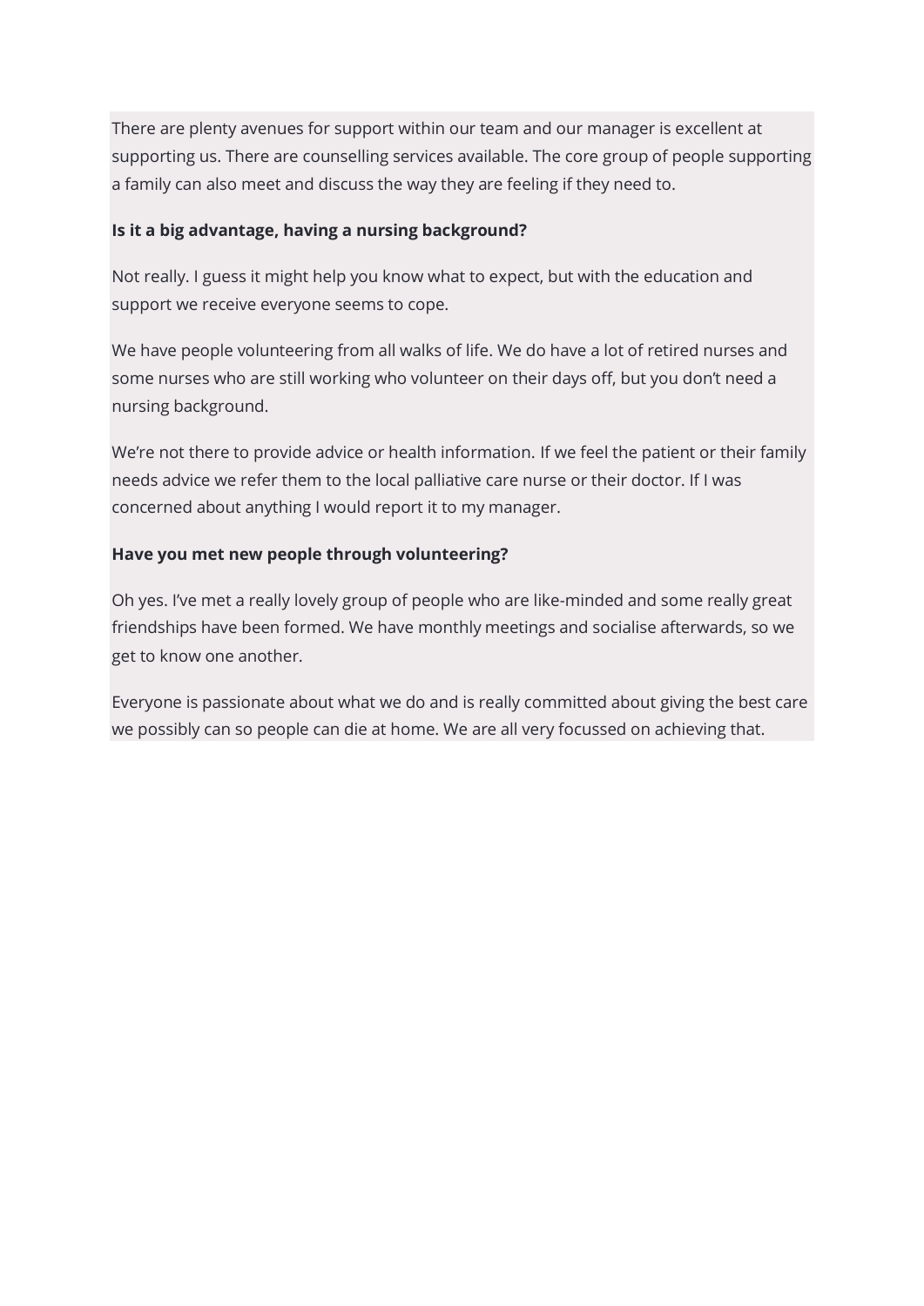There are plenty avenues for support within our team and our manager is excellent at supporting us. There are counselling services available. The core group of people supporting a family can also meet and discuss the way they are feeling if they need to.

**Is it a big advantage, having a nursing background?**

Not really. I guess it might help you know what to expect, but with the education and support we receive everyone seems to cope.

We have people volunteering from all walks of life. We do have a lot of retired nurses and some nurses who are still working who volunteer on their days off, but you don't need a nursing background.

We're not there to provide advice or health information. If we feel the patient or their family needs advice we refer them to the local palliative care nurse or their doctor. If I was concerned about anything I would report it to my manager.

**Have you met new people through volunteering?**

Oh yes. I've met a really lovely group of people who are like-minded and some really great friendships have been formed. We have monthly meetings and socialise afterwards, so we get to know one another.

Everyone is passionate about what we do and is really committed about giving the best care we possibly can so people can die at home. We are all very focussed on achieving that.